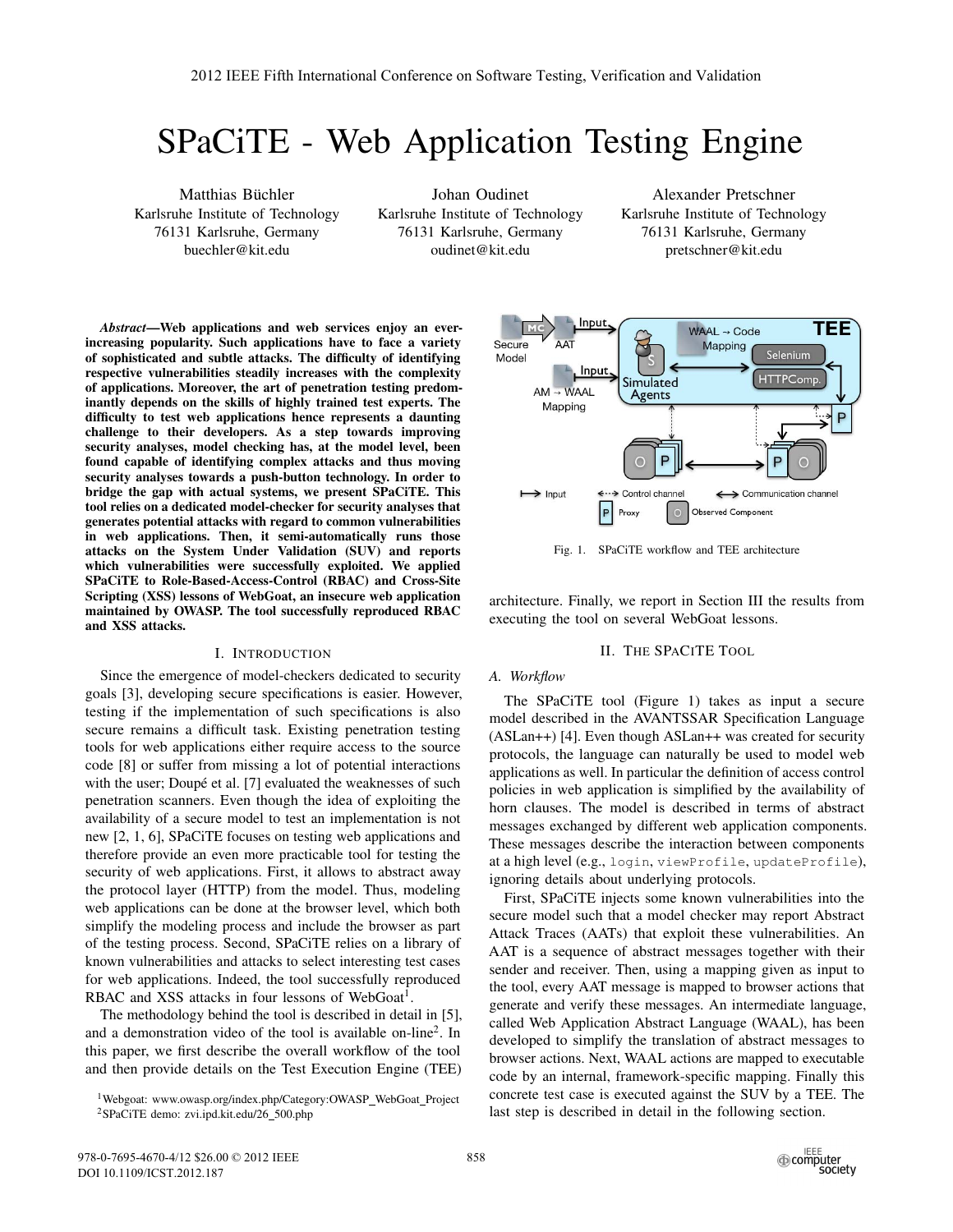# SPaCiTE - Web Application Testing Engine

Matthias Büchler
Karlsruhe Institute of Technology
76131 Karlsruhe, Germany
buechler@kit.edu

Johan Oudinet
Karlsruhe Institute of Technology
76131 Karlsruhe, Germany
oudinet@kit.edu

Alexander Pretschner
Karlsruhe Institute of Technology
76131 Karlsruhe, Germany
pretschner@kit.edu

***Abstract*—Web applications and web services enjoy an ever-increasing popularity. Such applications have to face a variety of sophisticated and subtle attacks. The difficulty of identifying respective vulnerabilities steadily increases with the complexity of applications. Moreover, the art of penetration testing predominantly depends on the skills of highly trained test experts. The difficulty to test web applications hence represents a daunting challenge to their developers. As a step towards improving security analyses, model checking has, at the model level, been found capable of identifying complex attacks and thus moving security analyses towards a push-button technology. In order to bridge the gap with actual systems, we present SPaCiTE. This tool relies on a dedicated model-checker for security analyses that generates potential attacks with regard to common vulnerabilities in web applications. Then, it semi-automatically runs those attacks on the System Under Validation (SUV) and reports which vulnerabilities were successfully exploited. We applied SPaCiTE to Role-Based-Access-Control (RBAC) and Cross-Site Scripting (XSS) lessons of WebGoat, an insecure web application maintained by OWASP. The tool successfully reproduced RBAC and XSS attacks.**

## I. Introduction

Since the emergence of model-checkers dedicated to security goals [3], developing secure specifications is easier. However, testing if the implementation of such specifications is also secure remains a difficult task. Existing penetration testing tools for web applications either require access to the source code [8] or suffer from missing a lot of potential interactions with the user; Doupé et al. [7] evaluated the weaknesses of such penetration scanners. Even though the idea of exploiting the availability of a secure model to test an implementation is not new [2, 1, 6], SPaCiTE focuses on testing web applications and therefore provide an even more practicable tool for testing the security of web applications. First, it allows to abstract away the protocol layer (HTTP) from the model. Thus, modeling web applications can be done at the browser level, which both simplify the modeling process and include the browser as part of the testing process. Second, SPaCiTE relies on a library of known vulnerabilities and attacks to select interesting test cases for web applications. Indeed, the tool successfully reproduced RBAC and XSS attacks in four lessons of WebGoat[1].

The methodology behind the tool is described in detail in [5], and a demonstration video of the tool is available on-line[2]. In this paper, we first describe the overall workflow of the tool and then provide details on the Test Execution Engine (TEE) architecture. Finally, we report in Section III the results from executing the tool on several WebGoat lessons.

[1]Webgoat: www.owasp.org/index.php/Category:OWASP_WebGoat_Project
[2]SPaCiTE demo: zvi.ipd.kit.edu/26_500.php

Fig. 1. SPaCiTE workflow and TEE architecture

## II. The SPaCiTE Tool

### A. Workflow

The SPaCiTE tool (Figure 1) takes as input a secure model described in the AVANTSSAR Specification Language (ASLan++) [4]. Even though ASLan++ was created for security protocols, the language can naturally be used to model web applications as well. In particular the definition of access control policies in web application is simplified by the availability of horn clauses. The model is described in terms of abstract messages exchanged by different web application components. These messages describe the interaction between components at a high level (e.g., `login`, `viewProfile`, `updateProfile`), ignoring details about underlying protocols.

First, SPaCiTE injects some known vulnerabilities into the secure model such that a model checker may report Abstract Attack Traces (AATs) that exploit these vulnerabilities. An AAT is a sequence of abstract messages together with their sender and receiver. Then, using a mapping given as input to the tool, every AAT message is mapped to browser actions that generate and verify these messages. An intermediate language, called Web Application Abstract Language (WAAL), has been developed to simplify the translation of abstract messages to browser actions. Next, WAAL actions are mapped to executable code by an internal, framework-specific mapping. Finally this concrete test case is executed against the SUV by a TEE. The last step is described in detail in the following section.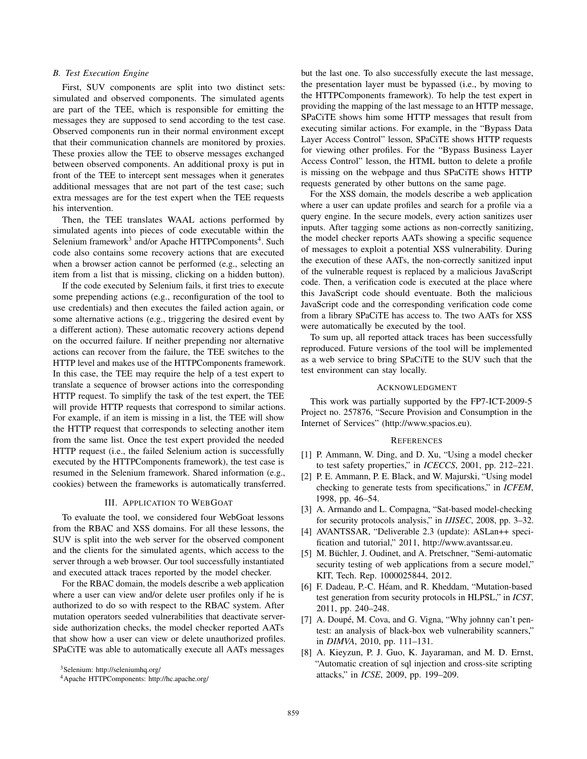### B. Test Execution Engine

First, SUV components are split into two distinct sets: simulated and observed components. The simulated agents are part of the TEE, which is responsible for emitting the messages they are supposed to send according to the test case. Observed components run in their normal environment except that their communication channels are monitored by proxies. These proxies allow the TEE to observe messages exchanged between observed components. An additional proxy is put in front of the TEE to intercept sent messages when it generates additional messages that are not part of the test case; such extra messages are for the test expert when the TEE requests his intervention.

Then, the TEE translates WAAL actions performed by simulated agents into pieces of code executable within the Selenium framework[3] and/or Apache HTTPComponents[4]. Such code also contains some recovery actions that are executed when a browser action cannot be performed (e.g., selecting an item from a list that is missing, clicking on a hidden button).

If the code executed by Selenium fails, it first tries to execute some prepending actions (e.g., reconfiguration of the tool to use credentials) and then executes the failed action again, or some alternative actions (e.g., triggering the desired event by a different action). These automatic recovery actions depend on the occurred failure. If neither prepending nor alternative actions can recover from the failure, the TEE switches to the HTTP level and makes use of the HTTPComponents framework. In this case, the TEE may require the help of a test expert to translate a sequence of browser actions into the corresponding HTTP request. To simplify the task of the test expert, the TEE will provide HTTP requests that correspond to similar actions. For example, if an item is missing in a list, the TEE will show the HTTP request that corresponds to selecting another item from the same list. Once the test expert provided the needed HTTP request (i.e., the failed Selenium action is successfully executed by the HTTPComponents framework), the test case is resumed in the Selenium framework. Shared information (e.g., cookies) between the frameworks is automatically transferred.

## III. Application to WebGoat

To evaluate the tool, we considered four WebGoat lessons from the RBAC and XSS domains. For all these lessons, the SUV is split into the web server for the observed component and the clients for the simulated agents, which access to the server through a web browser. Our tool successfully instantiated and executed attack traces reported by the model checker.

For the RBAC domain, the models describe a web application where a user can view and/or delete user profiles only if he is authorized to do so with respect to the RBAC system. After mutation operators seeded vulnerabilities that deactivate server-side authorization checks, the model checker reported AATs that show how a user can view or delete unauthorized profiles. SPaCiTE was able to automatically execute all AATs messages but the last one. To also successfully execute the last message, the presentation layer must be bypassed (i.e., by moving to the HTTPComponents framework). To help the test expert in providing the mapping of the last message to an HTTP message, SPaCiTE shows him some HTTP messages that result from executing similar actions. For example, in the “Bypass Data Layer Access Control” lesson, SPaCiTE shows HTTP requests for viewing other profiles. For the “Bypass Business Layer Access Control” lesson, the HTML button to delete a profile is missing on the webpage and thus SPaCiTE shows HTTP requests generated by other buttons on the same page.

For the XSS domain, the models describe a web application where a user can update profiles and search for a profile via a query engine. In the secure models, every action sanitizes user inputs. After tagging some actions as non-correctly sanitizing, the model checker reports AATs showing a specific sequence of messages to exploit a potential XSS vulnerability. During the execution of these AATs, the non-correctly sanitized input of the vulnerable request is replaced by a malicious JavaScript code. Then, a verification code is executed at the place where this JavaScript code should eventuate. Both the malicious JavaScript code and the corresponding verification code come from a library SPaCiTE has access to. The two AATs for XSS were automatically be executed by the tool.

To sum up, all reported attack traces has been successfully reproduced. Future versions of the tool will be implemented as a web service to bring SPaCiTE to the SUV such that the test environment can stay locally.

## Acknowledgment

This work was partially supported by the FP7-ICT-2009-5 Project no. 257876, “Secure Provision and Consumption in the Internet of Services” (http://www.spacios.eu).

## References

[1] P. Ammann, W. Ding, and D. Xu, “Using a model checker to test safety properties,” in *ICECCS*, 2001, pp. 212–221.

[2] P. E. Ammann, P. E. Black, and W. Majurski, “Using model checking to generate tests from specifications,” in *ICFEM*, 1998, pp. 46–54.

[3] A. Armando and L. Compagna, “Sat-based model-checking for security protocols analysis,” in *IJISEC*, 2008, pp. 3–32.

[4] AVANTSSAR, “Deliverable 2.3 (update): ASLan++ specification and tutorial,” 2011, http://www.avantssar.eu.

[5] M. Büchler, J. Oudinet, and A. Pretschner, “Semi-automatic security testing of web applications from a secure model,” KIT, Tech. Rep. 1000025844, 2012.

[6] F. Dadeau, P.-C. Héam, and R. Kheddam, “Mutation-based test generation from security protocols in HLPSL,” in *ICST*, 2011, pp. 240–248.

[7] A. Doupé, M. Cova, and G. Vigna, “Why johnny can’t pentest: an analysis of black-box web vulnerability scanners,” in *DIMVA*, 2010, pp. 111–131.

[8] A. Kieyzun, P. J. Guo, K. Jayaraman, and M. D. Ernst, “Automatic creation of sql injection and cross-site scripting attacks,” in *ICSE*, 2009, pp. 199–209.

---

[3] Selenium: http://seleniumhq.org/

[4] Apache HTTPComponents: http://hc.apache.org/